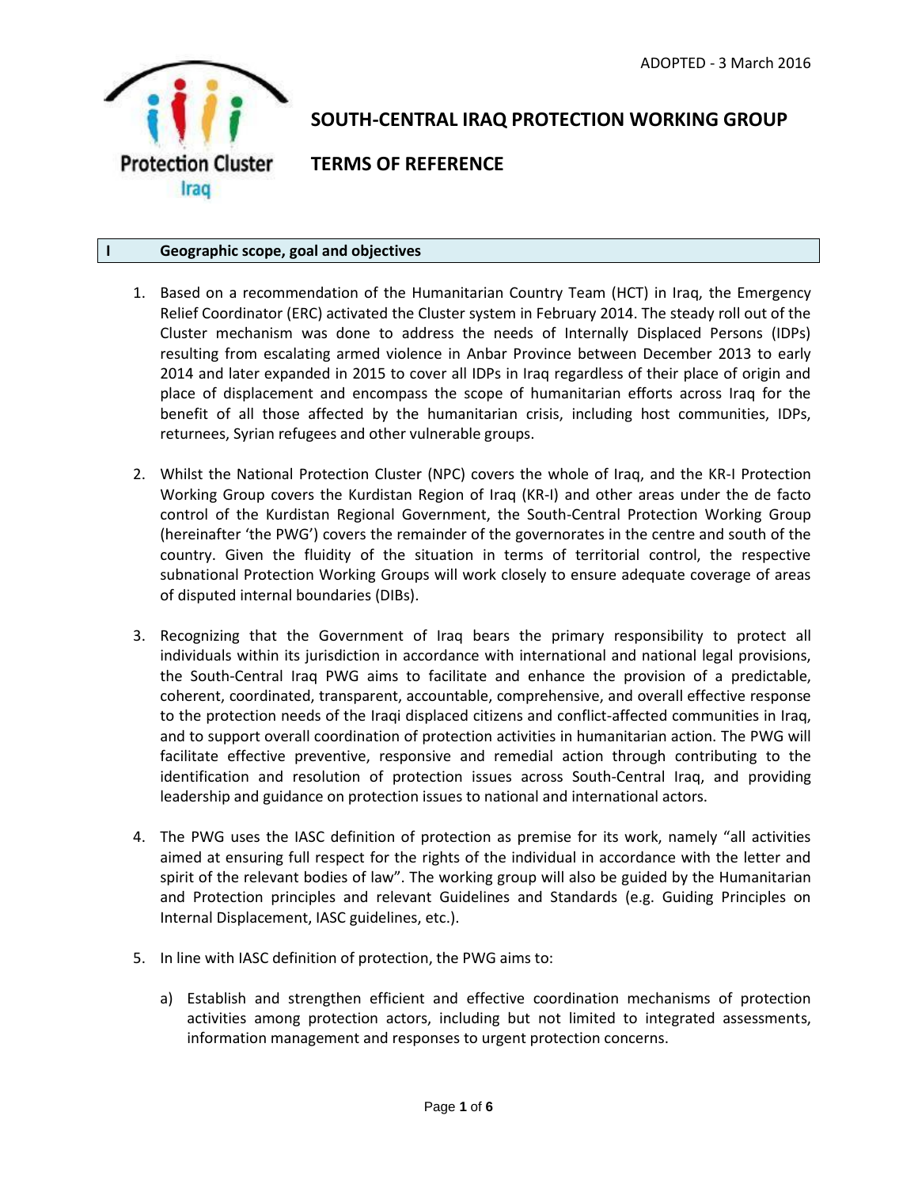ADOPTED - 3 March 2016

# SOUTH-CENTRAL IRAQ PROTECTION WORKING GROUP

# TERMS OF REFERENCE

## I Geographic scope, goal and objectives

1. Based on a recommendation of the Humanitarian Country Team (HCT) in Iraq, the Emergency Relief Coordinator (ERC) activated the Cluster system in February 2014. The steady roll out of the Cluster mechanism was done to address the needs of Internally Displaced Persons (IDPs) resulting from escalating armed violence in Anbar Province between December 2013 to early 2014 and later expanded in 2015 to cover all IDPs in Iraq regardless of their place of origin and place of displacement and encompass the scope of humanitarian efforts across Iraq for the benefit of all those affected by the humanitarian crisis, including host communities, IDPs, returnees, Syrian refugees and other vulnerable groups.

2. Whilst the National Protection Cluster (NPC) covers the whole of Iraq, and the KR-I Protection Working Group covers the Kurdistan Region of Iraq (KR-I) and other areas under the de facto control of the Kurdistan Regional Government, the South-Central Protection Working Group (hereinafter 'the PWG') covers the remainder of the governorates in the centre and south of the country. Given the fluidity of the situation in terms of territorial control, the respective subnational Protection Working Groups will work closely to ensure adequate coverage of areas of disputed internal boundaries (DIBs).

3. Recognizing that the Government of Iraq bears the primary responsibility to protect all individuals within its jurisdiction in accordance with international and national legal provisions, the South-Central Iraq PWG aims to facilitate and enhance the provision of a predictable, coherent, coordinated, transparent, accountable, comprehensive, and overall effective response to the protection needs of the Iraqi displaced citizens and conflict-affected communities in Iraq, and to support overall coordination of protection activities in humanitarian action. The PWG will facilitate effective preventive, responsive and remedial action through contributing to the identification and resolution of protection issues across South-Central Iraq, and providing leadership and guidance on protection issues to national and international actors.

4. The PWG uses the IASC definition of protection as premise for its work, namely "all activities aimed at ensuring full respect for the rights of the individual in accordance with the letter and spirit of the relevant bodies of law". The working group will also be guided by the Humanitarian and Protection principles and relevant Guidelines and Standards (e.g. Guiding Principles on Internal Displacement, IASC guidelines, etc.).

5. In line with IASC definition of protection, the PWG aims to:

   a) Establish and strengthen efficient and effective coordination mechanisms of protection activities among protection actors, including but not limited to integrated assessments, information management and responses to urgent protection concerns.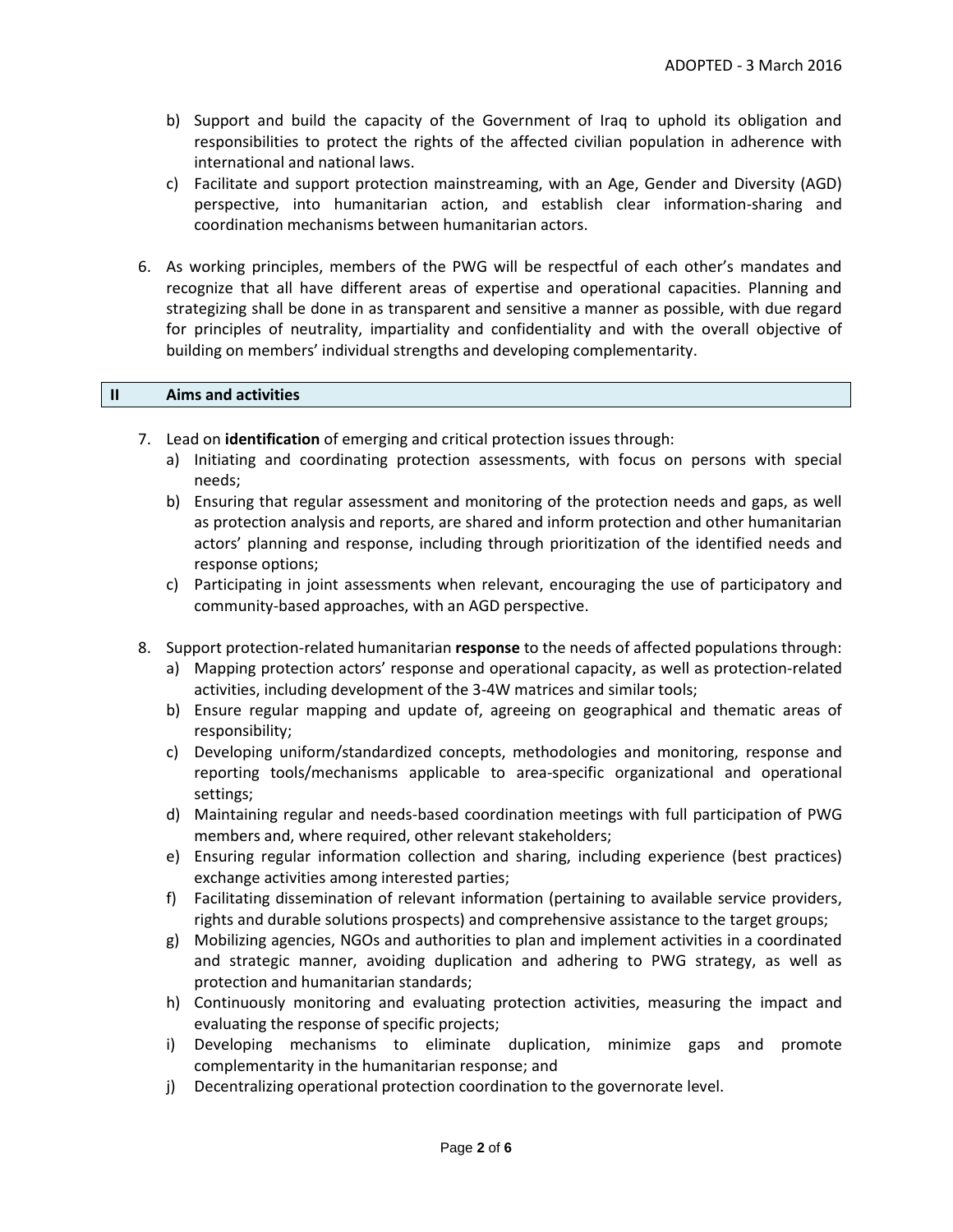b) Support and build the capacity of the Government of Iraq to uphold its obligation and responsibilities to protect the rights of the affected civilian population in adherence with international and national laws.

c) Facilitate and support protection mainstreaming, with an Age, Gender and Diversity (AGD) perspective, into humanitarian action, and establish clear information-sharing and coordination mechanisms between humanitarian actors.

6. As working principles, members of the PWG will be respectful of each other's mandates and recognize that all have different areas of expertise and operational capacities. Planning and strategizing shall be done in as transparent and sensitive a manner as possible, with due regard for principles of neutrality, impartiality and confidentiality and with the overall objective of building on members' individual strengths and developing complementarity.

## II Aims and activities

7. Lead on **identification** of emerging and critical protection issues through:
   a) Initiating and coordinating protection assessments, with focus on persons with special needs;
   b) Ensuring that regular assessment and monitoring of the protection needs and gaps, as well as protection analysis and reports, are shared and inform protection and other humanitarian actors' planning and response, including through prioritization of the identified needs and response options;
   c) Participating in joint assessments when relevant, encouraging the use of participatory and community-based approaches, with an AGD perspective.

8. Support protection-related humanitarian **response** to the needs of affected populations through:
   a) Mapping protection actors' response and operational capacity, as well as protection-related activities, including development of the 3-4W matrices and similar tools;
   b) Ensure regular mapping and update of, agreeing on geographical and thematic areas of responsibility;
   c) Developing uniform/standardized concepts, methodologies and monitoring, response and reporting tools/mechanisms applicable to area-specific organizational and operational settings;
   d) Maintaining regular and needs-based coordination meetings with full participation of PWG members and, where required, other relevant stakeholders;
   e) Ensuring regular information collection and sharing, including experience (best practices) exchange activities among interested parties;
   f) Facilitating dissemination of relevant information (pertaining to available service providers, rights and durable solutions prospects) and comprehensive assistance to the target groups;
   g) Mobilizing agencies, NGOs and authorities to plan and implement activities in a coordinated and strategic manner, avoiding duplication and adhering to PWG strategy, as well as protection and humanitarian standards;
   h) Continuously monitoring and evaluating protection activities, measuring the impact and evaluating the response of specific projects;
   i) Developing mechanisms to eliminate duplication, minimize gaps and promote complementarity in the humanitarian response; and
   j) Decentralizing operational protection coordination to the governorate level.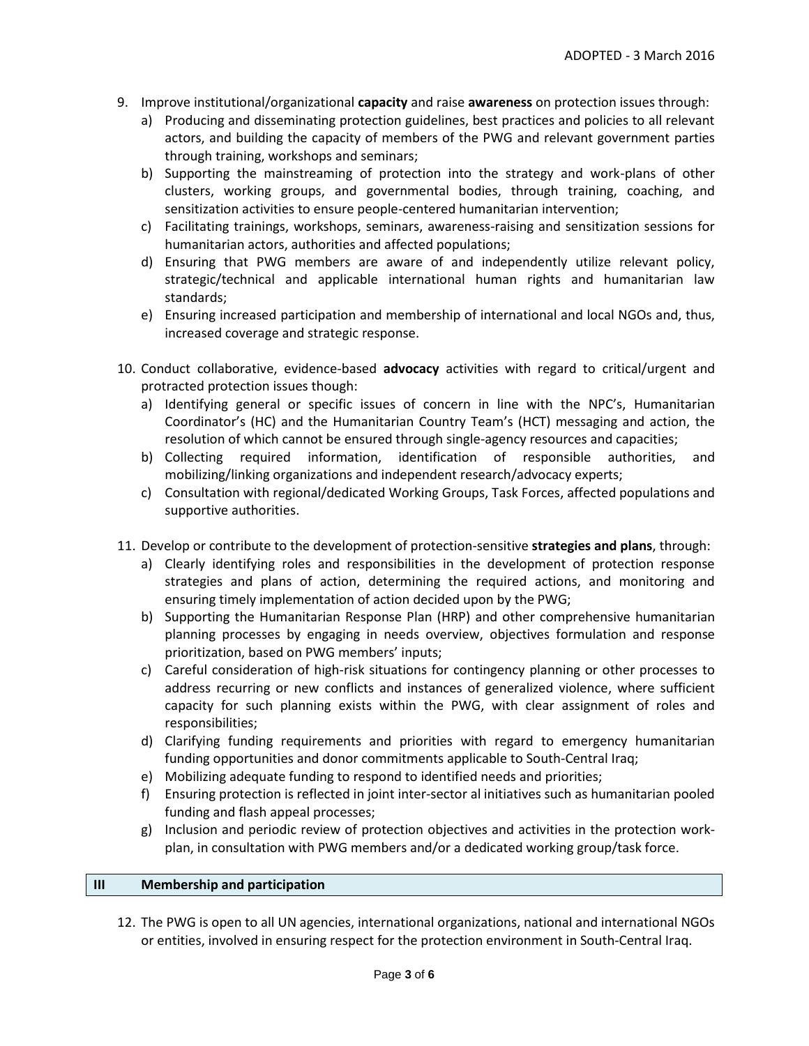9. Improve institutional/organizational **capacity** and raise **awareness** on protection issues through:
   a) Producing and disseminating protection guidelines, best practices and policies to all relevant actors, and building the capacity of members of the PWG and relevant government parties through training, workshops and seminars;
   b) Supporting the mainstreaming of protection into the strategy and work-plans of other clusters, working groups, and governmental bodies, through training, coaching, and sensitization activities to ensure people-centered humanitarian intervention;
   c) Facilitating trainings, workshops, seminars, awareness-raising and sensitization sessions for humanitarian actors, authorities and affected populations;
   d) Ensuring that PWG members are aware of and independently utilize relevant policy, strategic/technical and applicable international human rights and humanitarian law standards;
   e) Ensuring increased participation and membership of international and local NGOs and, thus, increased coverage and strategic response.

10. Conduct collaborative, evidence-based **advocacy** activities with regard to critical/urgent and protracted protection issues though:
    a) Identifying general or specific issues of concern in line with the NPC's, Humanitarian Coordinator's (HC) and the Humanitarian Country Team's (HCT) messaging and action, the resolution of which cannot be ensured through single-agency resources and capacities;
    b) Collecting required information, identification of responsible authorities, and mobilizing/linking organizations and independent research/advocacy experts;
    c) Consultation with regional/dedicated Working Groups, Task Forces, affected populations and supportive authorities.

11. Develop or contribute to the development of protection-sensitive **strategies and plans**, through:
    a) Clearly identifying roles and responsibilities in the development of protection response strategies and plans of action, determining the required actions, and monitoring and ensuring timely implementation of action decided upon by the PWG;
    b) Supporting the Humanitarian Response Plan (HRP) and other comprehensive humanitarian planning processes by engaging in needs overview, objectives formulation and response prioritization, based on PWG members' inputs;
    c) Careful consideration of high-risk situations for contingency planning or other processes to address recurring or new conflicts and instances of generalized violence, where sufficient capacity for such planning exists within the PWG, with clear assignment of roles and responsibilities;
    d) Clarifying funding requirements and priorities with regard to emergency humanitarian funding opportunities and donor commitments applicable to South-Central Iraq;
    e) Mobilizing adequate funding to respond to identified needs and priorities;
    f) Ensuring protection is reflected in joint inter-sector al initiatives such as humanitarian pooled funding and flash appeal processes;
    g) Inclusion and periodic review of protection objectives and activities in the protection work-plan, in consultation with PWG members and/or a dedicated working group/task force.

## III Membership and participation

12. The PWG is open to all UN agencies, international organizations, national and international NGOs or entities, involved in ensuring respect for the protection environment in South-Central Iraq.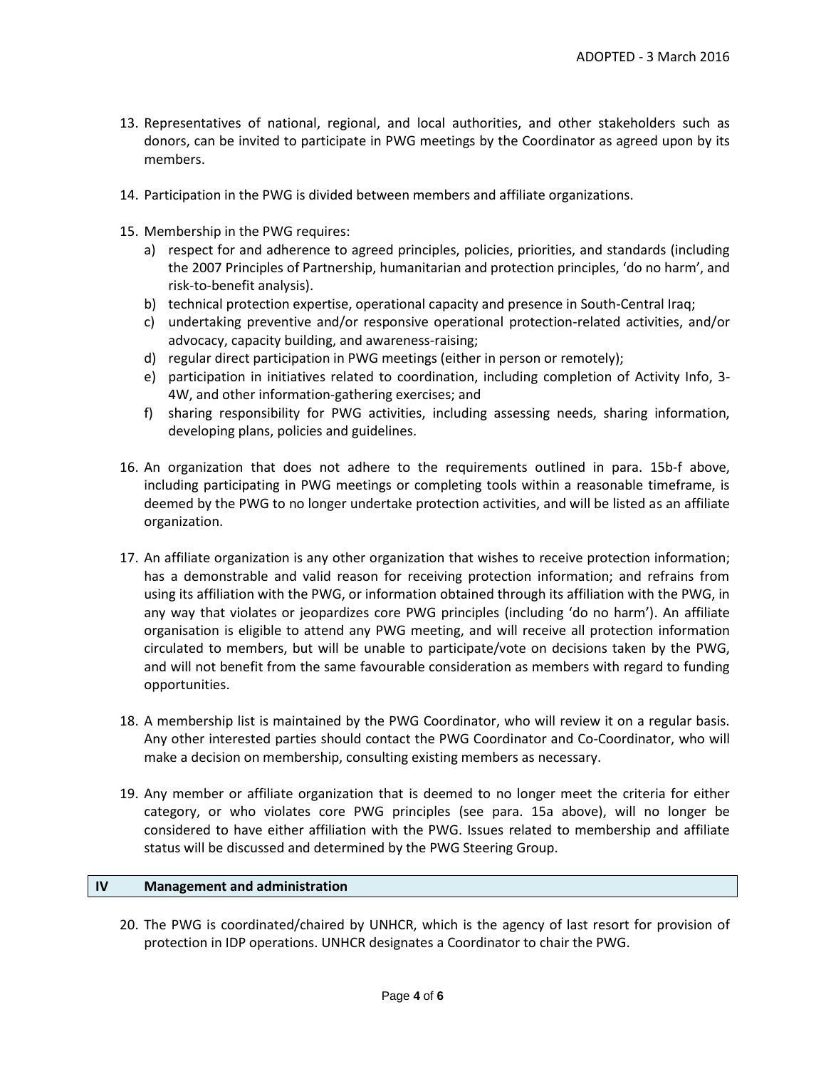13. Representatives of national, regional, and local authorities, and other stakeholders such as donors, can be invited to participate in PWG meetings by the Coordinator as agreed upon by its members.

14. Participation in the PWG is divided between members and affiliate organizations.

15. Membership in the PWG requires:
    a) respect for and adherence to agreed principles, policies, priorities, and standards (including the 2007 Principles of Partnership, humanitarian and protection principles, 'do no harm', and risk-to-benefit analysis).
    b) technical protection expertise, operational capacity and presence in South-Central Iraq;
    c) undertaking preventive and/or responsive operational protection-related activities, and/or advocacy, capacity building, and awareness-raising;
    d) regular direct participation in PWG meetings (either in person or remotely);
    e) participation in initiatives related to coordination, including completion of Activity Info, 3-4W, and other information-gathering exercises; and
    f) sharing responsibility for PWG activities, including assessing needs, sharing information, developing plans, policies and guidelines.

16. An organization that does not adhere to the requirements outlined in para. 15b-f above, including participating in PWG meetings or completing tools within a reasonable timeframe, is deemed by the PWG to no longer undertake protection activities, and will be listed as an affiliate organization.

17. An affiliate organization is any other organization that wishes to receive protection information; has a demonstrable and valid reason for receiving protection information; and refrains from using its affiliation with the PWG, or information obtained through its affiliation with the PWG, in any way that violates or jeopardizes core PWG principles (including 'do no harm'). An affiliate organisation is eligible to attend any PWG meeting, and will receive all protection information circulated to members, but will be unable to participate/vote on decisions taken by the PWG, and will not benefit from the same favourable consideration as members with regard to funding opportunities.

18. A membership list is maintained by the PWG Coordinator, who will review it on a regular basis. Any other interested parties should contact the PWG Coordinator and Co-Coordinator, who will make a decision on membership, consulting existing members as necessary.

19. Any member or affiliate organization that is deemed to no longer meet the criteria for either category, or who violates core PWG principles (see para. 15a above), will no longer be considered to have either affiliation with the PWG. Issues related to membership and affiliate status will be discussed and determined by the PWG Steering Group.

## IV Management and administration

20. The PWG is coordinated/chaired by UNHCR, which is the agency of last resort for provision of protection in IDP operations. UNHCR designates a Coordinator to chair the PWG.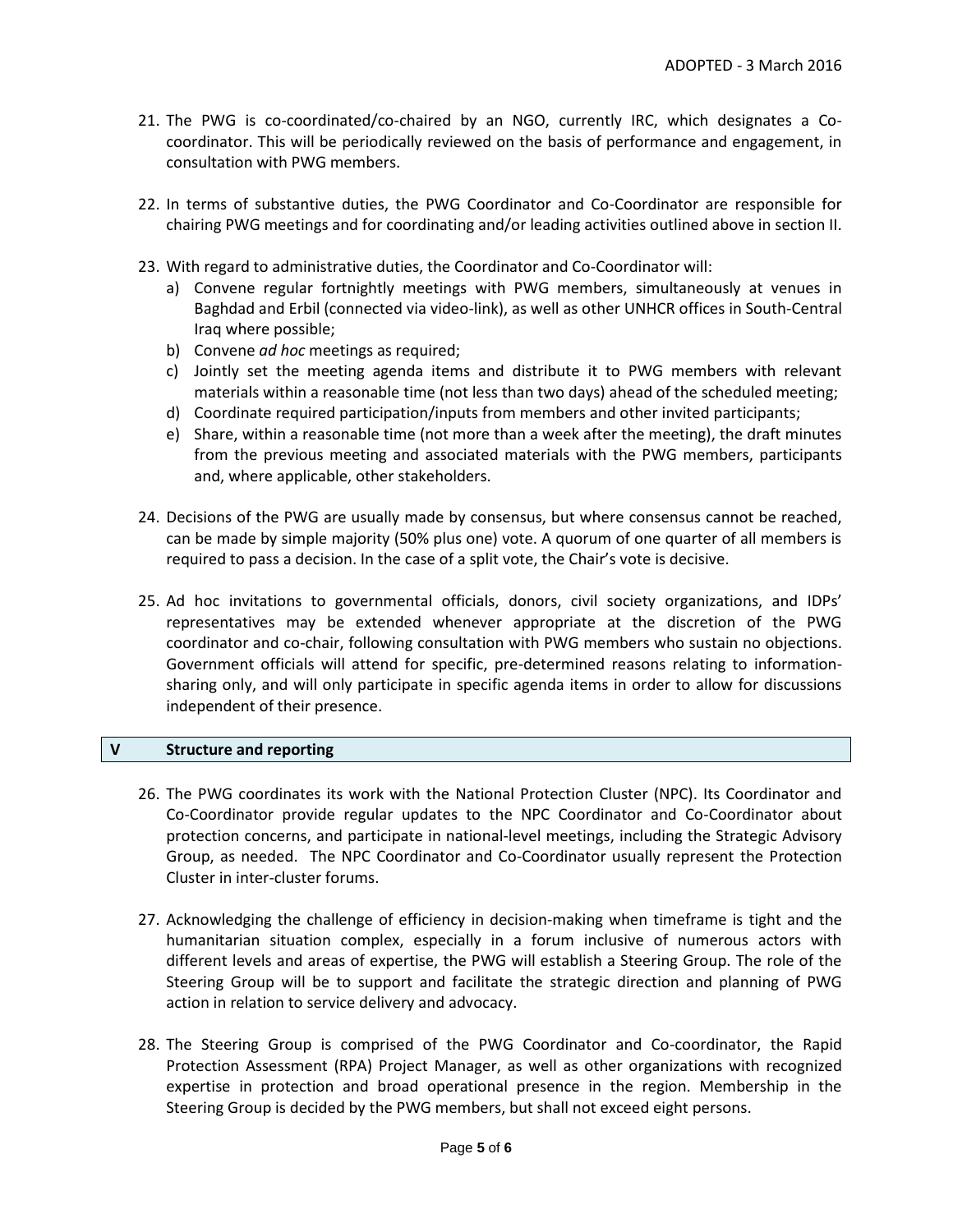21. The PWG is co-coordinated/co-chaired by an NGO, currently IRC, which designates a Co-coordinator. This will be periodically reviewed on the basis of performance and engagement, in consultation with PWG members.

22. In terms of substantive duties, the PWG Coordinator and Co-Coordinator are responsible for chairing PWG meetings and for coordinating and/or leading activities outlined above in section II.

23. With regard to administrative duties, the Coordinator and Co-Coordinator will:
    a) Convene regular fortnightly meetings with PWG members, simultaneously at venues in Baghdad and Erbil (connected via video-link), as well as other UNHCR offices in South-Central Iraq where possible;
    b) Convene *ad hoc* meetings as required;
    c) Jointly set the meeting agenda items and distribute it to PWG members with relevant materials within a reasonable time (not less than two days) ahead of the scheduled meeting;
    d) Coordinate required participation/inputs from members and other invited participants;
    e) Share, within a reasonable time (not more than a week after the meeting), the draft minutes from the previous meeting and associated materials with the PWG members, participants and, where applicable, other stakeholders.

24. Decisions of the PWG are usually made by consensus, but where consensus cannot be reached, can be made by simple majority (50% plus one) vote. A quorum of one quarter of all members is required to pass a decision. In the case of a split vote, the Chair's vote is decisive.

25. Ad hoc invitations to governmental officials, donors, civil society organizations, and IDPs' representatives may be extended whenever appropriate at the discretion of the PWG coordinator and co-chair, following consultation with PWG members who sustain no objections. Government officials will attend for specific, pre-determined reasons relating to information-sharing only, and will only participate in specific agenda items in order to allow for discussions independent of their presence.

## V Structure and reporting

26. The PWG coordinates its work with the National Protection Cluster (NPC). Its Coordinator and Co-Coordinator provide regular updates to the NPC Coordinator and Co-Coordinator about protection concerns, and participate in national-level meetings, including the Strategic Advisory Group, as needed. The NPC Coordinator and Co-Coordinator usually represent the Protection Cluster in inter-cluster forums.

27. Acknowledging the challenge of efficiency in decision-making when timeframe is tight and the humanitarian situation complex, especially in a forum inclusive of numerous actors with different levels and areas of expertise, the PWG will establish a Steering Group. The role of the Steering Group will be to support and facilitate the strategic direction and planning of PWG action in relation to service delivery and advocacy.

28. The Steering Group is comprised of the PWG Coordinator and Co-coordinator, the Rapid Protection Assessment (RPA) Project Manager, as well as other organizations with recognized expertise in protection and broad operational presence in the region. Membership in the Steering Group is decided by the PWG members, but shall not exceed eight persons.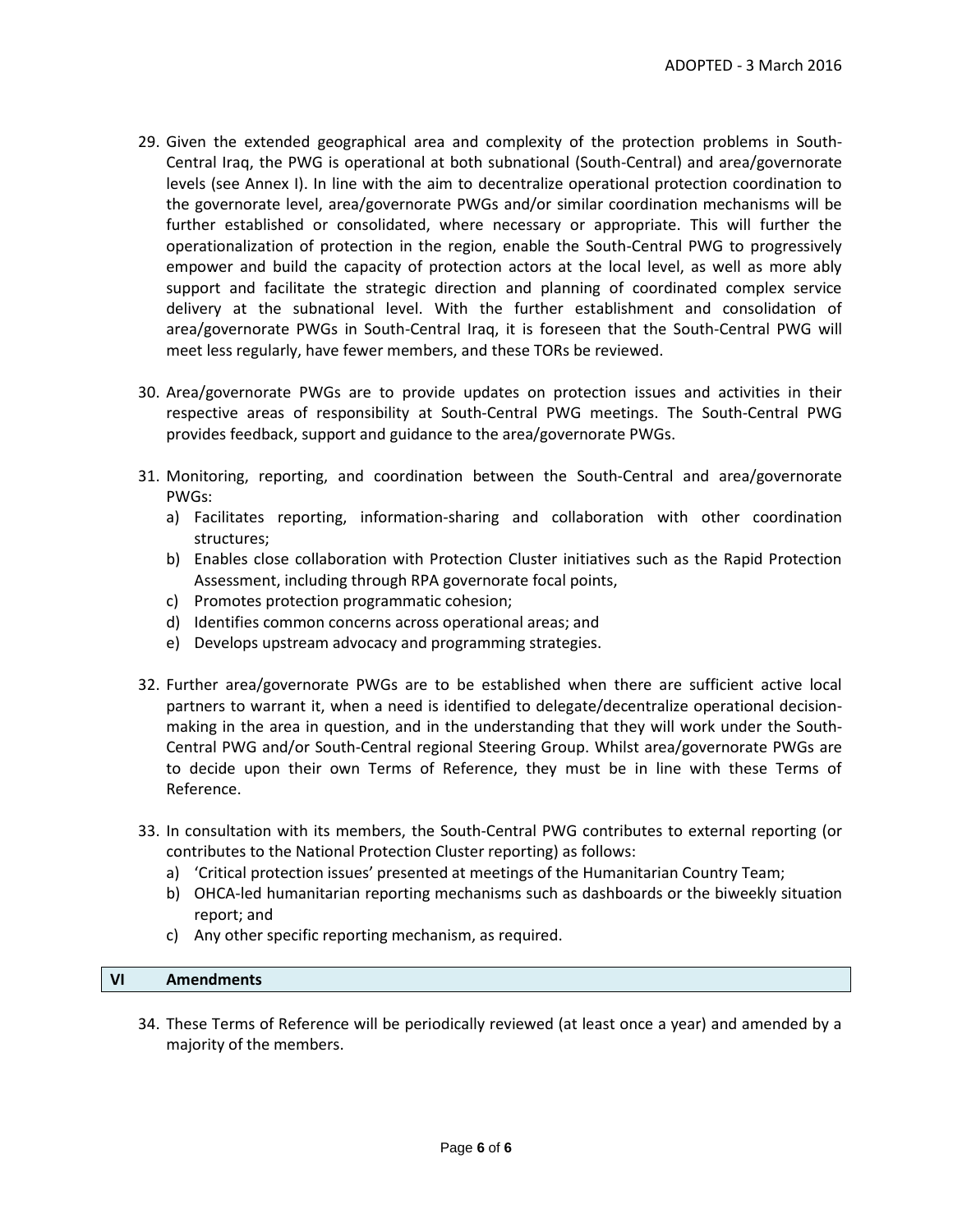29. Given the extended geographical area and complexity of the protection problems in South-Central Iraq, the PWG is operational at both subnational (South-Central) and area/governorate levels (see Annex I). In line with the aim to decentralize operational protection coordination to the governorate level, area/governorate PWGs and/or similar coordination mechanisms will be further established or consolidated, where necessary or appropriate. This will further the operationalization of protection in the region, enable the South-Central PWG to progressively empower and build the capacity of protection actors at the local level, as well as more ably support and facilitate the strategic direction and planning of coordinated complex service delivery at the subnational level. With the further establishment and consolidation of area/governorate PWGs in South-Central Iraq, it is foreseen that the South-Central PWG will meet less regularly, have fewer members, and these TORs be reviewed.

30. Area/governorate PWGs are to provide updates on protection issues and activities in their respective areas of responsibility at South-Central PWG meetings. The South-Central PWG provides feedback, support and guidance to the area/governorate PWGs.

31. Monitoring, reporting, and coordination between the South-Central and area/governorate PWGs:
    a) Facilitates reporting, information-sharing and collaboration with other coordination structures;
    b) Enables close collaboration with Protection Cluster initiatives such as the Rapid Protection Assessment, including through RPA governorate focal points,
    c) Promotes protection programmatic cohesion;
    d) Identifies common concerns across operational areas; and
    e) Develops upstream advocacy and programming strategies.

32. Further area/governorate PWGs are to be established when there are sufficient active local partners to warrant it, when a need is identified to delegate/decentralize operational decision-making in the area in question, and in the understanding that they will work under the South-Central PWG and/or South-Central regional Steering Group. Whilst area/governorate PWGs are to decide upon their own Terms of Reference, they must be in line with these Terms of Reference.

33. In consultation with its members, the South-Central PWG contributes to external reporting (or contributes to the National Protection Cluster reporting) as follows:
    a) 'Critical protection issues' presented at meetings of the Humanitarian Country Team;
    b) OHCA-led humanitarian reporting mechanisms such as dashboards or the biweekly situation report; and
    c) Any other specific reporting mechanism, as required.

## VI Amendments

34. These Terms of Reference will be periodically reviewed (at least once a year) and amended by a majority of the members.